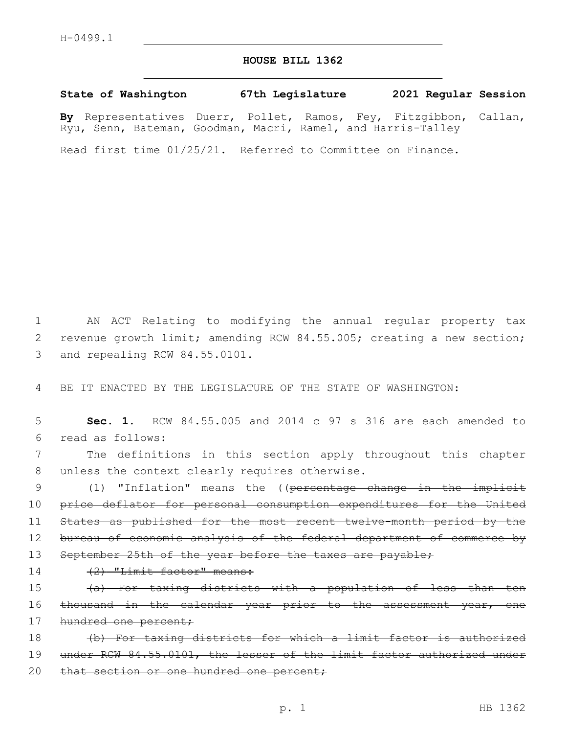H-0499.1

# HOUSE BILL 1362

**State of Washington 67th Legislature 2021 Regular Session**

**By** Representatives Duerr, Pollet, Ramos, Fey, Fitzgibbon, Callan, Ryu, Senn, Bateman, Goodman, Macri, Ramel, and Harris-Talley

Read first time 01/25/21. Referred to Committee on Finance.

1 AN ACT Relating to modifying the annual regular property tax
2 revenue growth limit; amending RCW 84.55.005; creating a new section;
3 and repealing RCW 84.55.0101.

4 BE IT ENACTED BY THE LEGISLATURE OF THE STATE OF WASHINGTON:

5 **Sec. 1.** RCW 84.55.005 and 2014 c 97 s 316 are each amended to
6 read as follows:

7 The definitions in this section apply throughout this chapter
8 unless the context clearly requires otherwise.

9 (1) "Inflation" means the ((~~percentage change in the implicit~~
10 ~~price deflator for personal consumption expenditures for the United~~
11 ~~States as published for the most recent twelve-month period by the~~
12 ~~bureau of economic analysis of the federal department of commerce by~~
13 ~~September 25th of the year before the taxes are payable;~~

14 ~~(2) "Limit factor" means:~~

15 ~~(a) For taxing districts with a population of less than ten~~
16 ~~thousand in the calendar year prior to the assessment year, one~~
17 ~~hundred one percent;~~

18 ~~(b) For taxing districts for which a limit factor is authorized~~
19 ~~under RCW 84.55.0101, the lesser of the limit factor authorized under~~
20 ~~that section or one hundred one percent;~~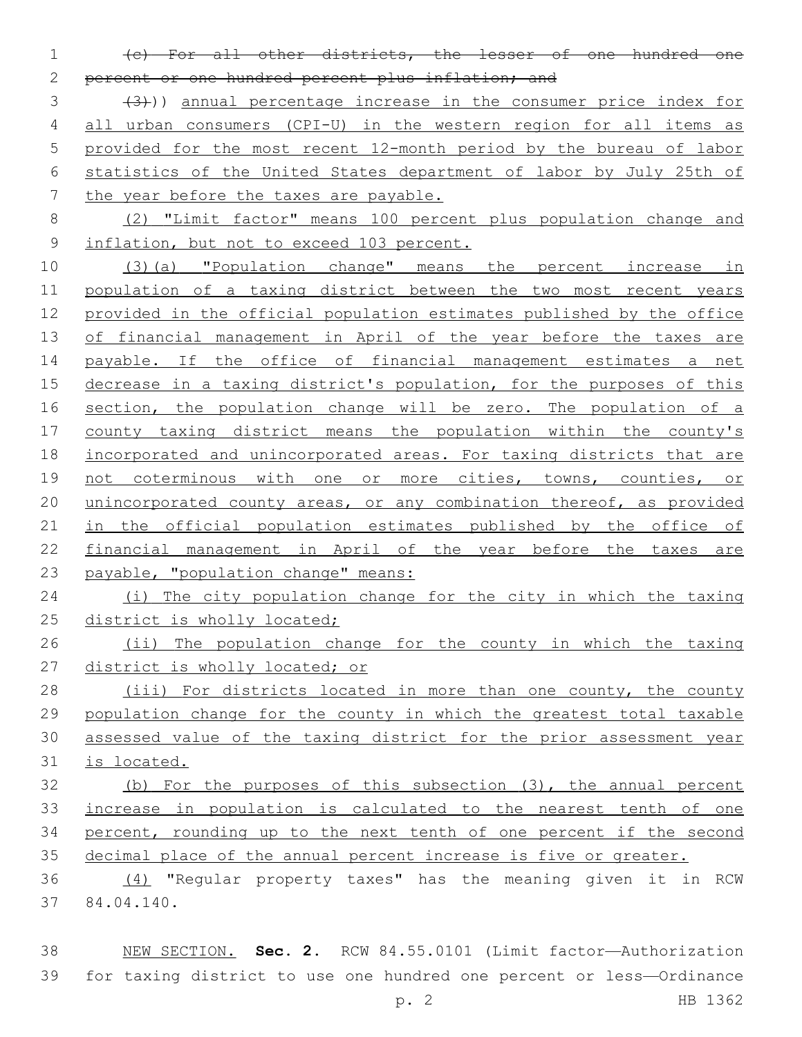~~(c) For all other districts, the lesser of one hundred one percent or one hundred percent plus inflation; and~~

~~(3)~~)) annual percentage increase in the consumer price index for all urban consumers (CPI-U) in the western region for all items as provided for the most recent 12-month period by the bureau of labor statistics of the United States department of labor by July 25th of the year before the taxes are payable.

(2) "Limit factor" means 100 percent plus population change and inflation, but not to exceed 103 percent.

(3)(a) "Population change" means the percent increase in population of a taxing district between the two most recent years provided in the official population estimates published by the office of financial management in April of the year before the taxes are payable. If the office of financial management estimates a net decrease in a taxing district's population, for the purposes of this section, the population change will be zero. The population of a county taxing district means the population within the county's incorporated and unincorporated areas. For taxing districts that are not coterminous with one or more cities, towns, counties, or unincorporated county areas, or any combination thereof, as provided in the official population estimates published by the office of financial management in April of the year before the taxes are payable, "population change" means:

(i) The city population change for the city in which the taxing district is wholly located;

(ii) The population change for the county in which the taxing district is wholly located; or

(iii) For districts located in more than one county, the county population change for the county in which the greatest total taxable assessed value of the taxing district for the prior assessment year is located.

(b) For the purposes of this subsection (3), the annual percent increase in population is calculated to the nearest tenth of one percent, rounding up to the next tenth of one percent if the second decimal place of the annual percent increase is five or greater.

(4) "Regular property taxes" has the meaning given it in RCW 84.04.140.

NEW SECTION. **Sec. 2.** RCW 84.55.0101 (Limit factor—Authorization for taxing district to use one hundred one percent or less—Ordinance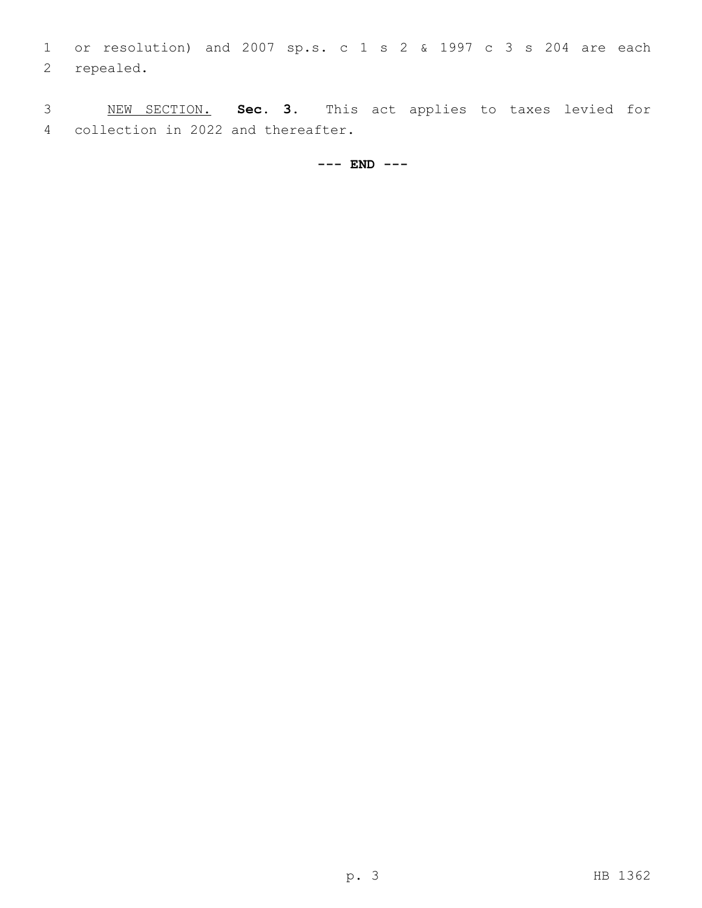or resolution) and 2007 sp.s. c 1 s 2 & 1997 c 3 s 204 are each repealed.

NEW SECTION. **Sec. 3.** This act applies to taxes levied for collection in 2022 and thereafter.

**--- END ---**